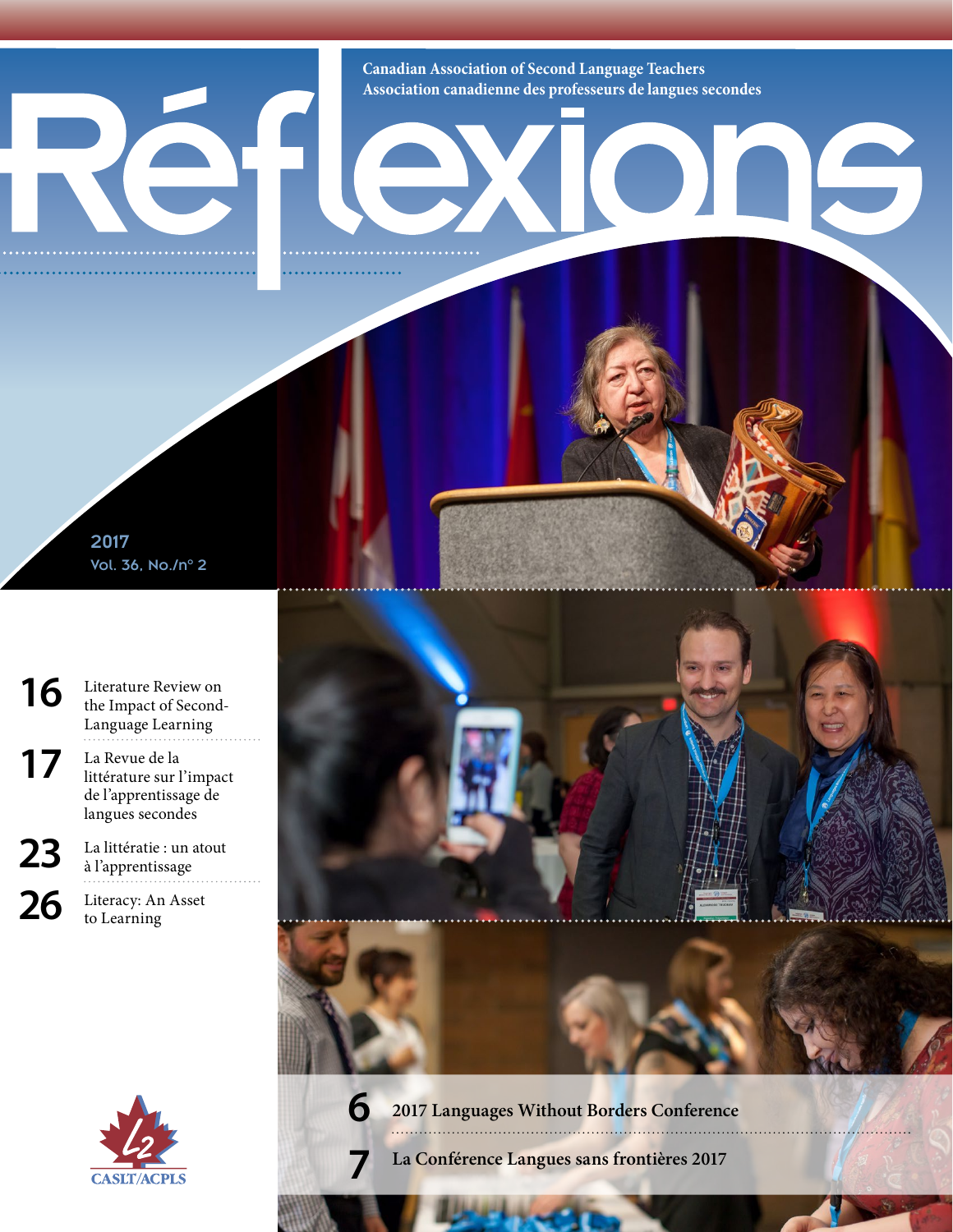Canadian Association of Second Language Teachers
Association canadienne des professeurs de langues secondes

# Réflexions

2017
Vol. 36, No./n° 2

**16** Literature Review on the Impact of Second-Language Learning

**17** La Revue de la littérature sur l'impact de l'apprentissage de langues secondes

**23** La littératie : un atout à l'apprentissage

**26** Literacy: An Asset to Learning

**6** 2017 Languages Without Borders Conference

**7** La Conférence Langues sans frontières 2017

CASLT/ACPLS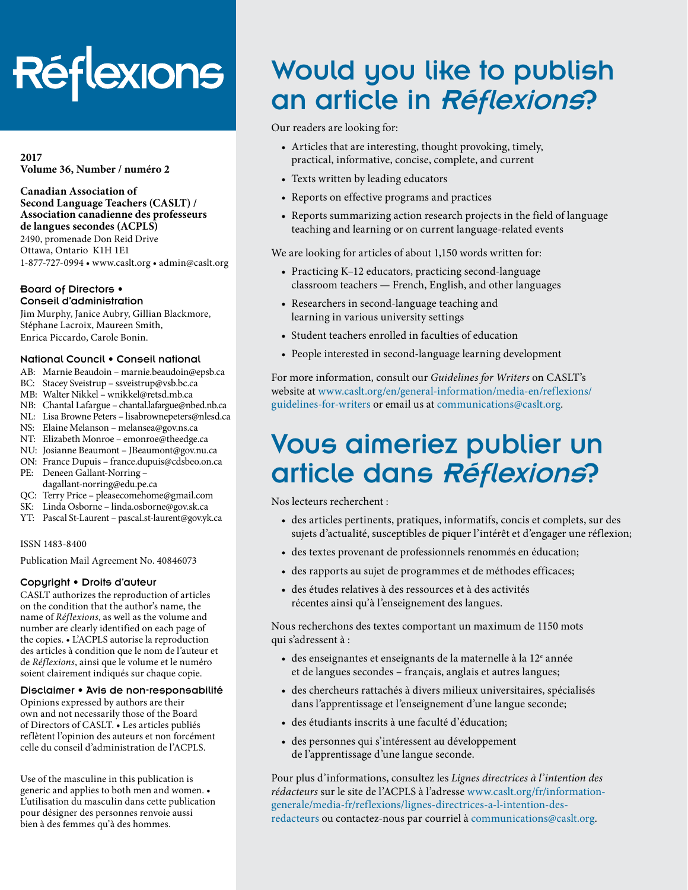# Réflexions

**2017**
**Volume 36, Number / numéro 2**

**Canadian Association of Second Language Teachers (CASLT) / Association canadienne des professeurs de langues secondes (ACPLS)**
2490, promenade Don Reid Drive
Ottawa, Ontario K1H 1E1
1-877-727-0994 • www.caslt.org • admin@caslt.org

### Board of Directors • Conseil d'administration

Jim Murphy, Janice Aubry, Gillian Blackmore, Stéphane Lacroix, Maureen Smith, Enrica Piccardo, Carole Bonin.

### National Council • Conseil national

AB: Marnie Beaudoin – marnie.beaudoin@epsb.ca
BC: Stacey Sveistrup – ssveistrup@vsb.bc.ca
MB: Walter Nikkel – wnikkel@retsd.mb.ca
NB: Chantal Lafargue – chantal.lafargue@nbed.nb.ca
NL: Lisa Browne Peters – lisabrownepeters@nlesd.ca
NS: Elaine Melanson – melansea@gov.ns.ca
NT: Elizabeth Monroe – emonroe@theedge.ca
NU: Josianne Beaumont – JBeaumont@gov.nu.ca
ON: France Dupuis – france.dupuis@cdsbeo.on.ca
PE: Deneen Gallant-Norring – dagallant-norring@edu.pe.ca
QC: Terry Price – pleasecomehome@gmail.com
SK: Linda Osborne – linda.osborne@gov.sk.ca
YT: Pascal St-Laurent – pascal.st-laurent@gov.yk.ca

ISSN 1483-8400

Publication Mail Agreement No. 40846073

### Copyright • Droits d'auteur

CASLT authorizes the reproduction of articles on the condition that the author's name, the name of *Réflexions*, as well as the volume and number are clearly identified on each page of the copies. • L'ACPLS autorise la reproduction des articles à condition que le nom de l'auteur et de *Réflexions*, ainsi que le volume et le numéro soient clairement indiqués sur chaque copie.

### Disclaimer • Avis de non-responsabilité

Opinions expressed by authors are their own and not necessarily those of the Board of Directors of CASLT. • Les articles publiés reflètent l'opinion des auteurs et non forcément celle du conseil d'administration de l'ACPLS.

Use of the masculine in this publication is generic and applies to both men and women. • L'utilisation du masculin dans cette publication pour désigner des personnes renvoie aussi bien à des femmes qu'à des hommes.

## Would you like to publish an article in *Réflexions*?

Our readers are looking for:

- Articles that are interesting, thought provoking, timely, practical, informative, concise, complete, and current
- Texts written by leading educators
- Reports on effective programs and practices
- Reports summarizing action research projects in the field of language teaching and learning or on current language-related events

We are looking for articles of about 1,150 words written for:

- Practicing K–12 educators, practicing second-language classroom teachers — French, English, and other languages
- Researchers in second-language teaching and learning in various university settings
- Student teachers enrolled in faculties of education
- People interested in second-language learning development

For more information, consult our *Guidelines for Writers* on CASLT's website at www.caslt.org/en/general-information/media-en/reflexions/guidelines-for-writers or email us at communications@caslt.org.

## Vous aimeriez publier un article dans *Réflexions*?

Nos lecteurs recherchent :

- des articles pertinents, pratiques, informatifs, concis et complets, sur des sujets d'actualité, susceptibles de piquer l'intérêt et d'engager une réflexion;
- des textes provenant de professionnels renommés en éducation;
- des rapports au sujet de programmes et de méthodes efficaces;
- des études relatives à des ressources et à des activités récentes ainsi qu'à l'enseignement des langues.

Nous recherchons des textes comportant un maximum de 1150 mots qui s'adressent à :

- des enseignantes et enseignants de la maternelle à la 12e année et de langues secondes – français, anglais et autres langues;
- des chercheurs rattachés à divers milieux universitaires, spécialisés dans l'apprentissage et l'enseignement d'une langue seconde;
- des étudiants inscrits à une faculté d'éducation;
- des personnes qui s'intéressent au développement de l'apprentissage d'une langue seconde.

Pour plus d'informations, consultez les *Lignes directrices à l'intention des rédacteurs* sur le site de l'ACPLS à l'adresse www.caslt.org/fr/information-generale/media-fr/reflexions/lignes-directrices-a-l-intention-des-redacteurs ou contactez-nous par courriel à communications@caslt.org.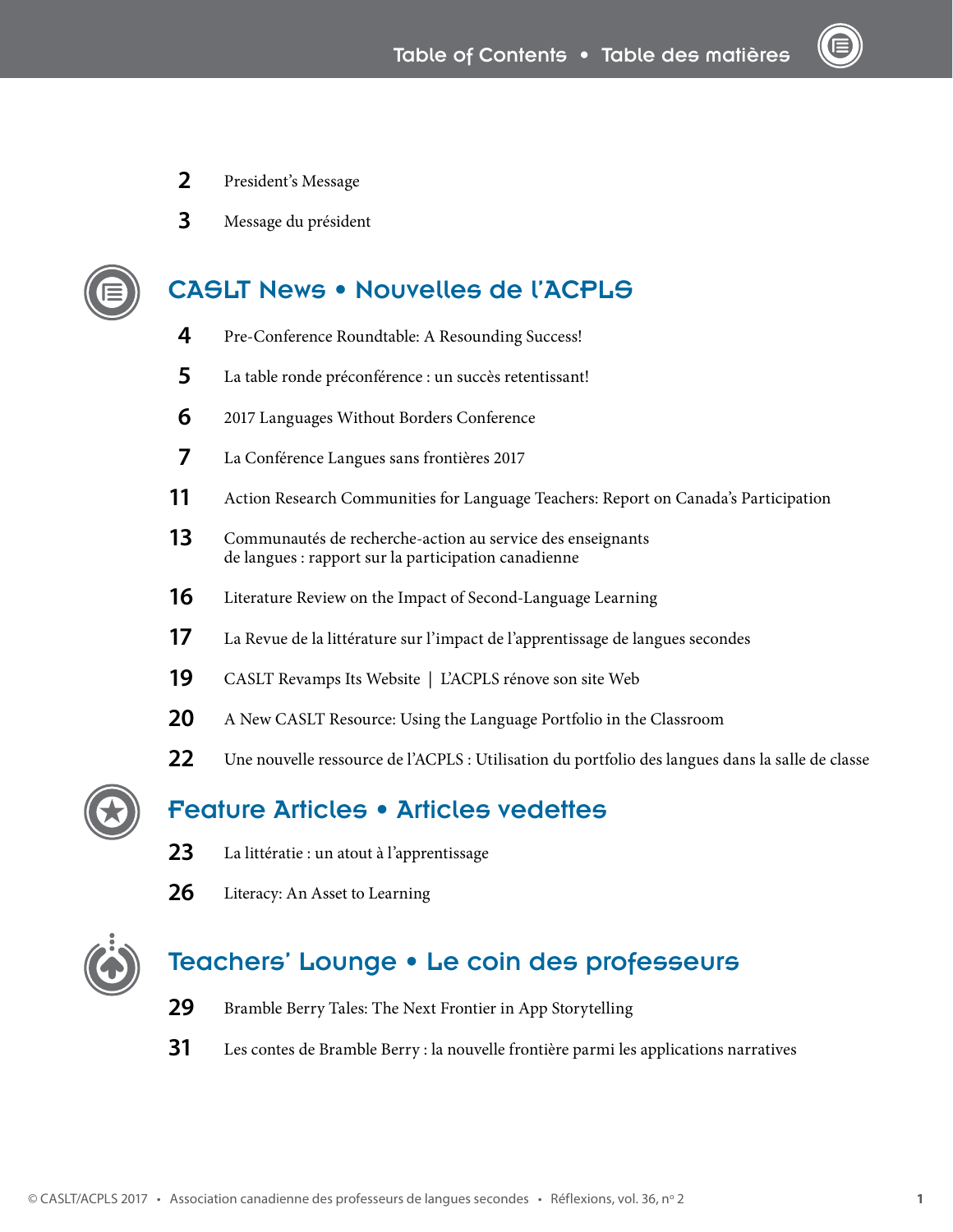# Table of Contents • Table des matières

2 President's Message

3 Message du président

## CASLT News • Nouvelles de l'ACPLS

4 Pre-Conference Roundtable: A Resounding Success!

5 La table ronde préconférence : un succès retentissant!

6 2017 Languages Without Borders Conference

7 La Conférence Langues sans frontières 2017

11 Action Research Communities for Language Teachers: Report on Canada's Participation

13 Communautés de recherche-action au service des enseignants de langues : rapport sur la participation canadienne

16 Literature Review on the Impact of Second-Language Learning

17 La Revue de la littérature sur l'impact de l'apprentissage de langues secondes

19 CASLT Revamps Its Website | L'ACPLS rénove son site Web

20 A New CASLT Resource: Using the Language Portfolio in the Classroom

22 Une nouvelle ressource de l'ACPLS : Utilisation du portfolio des langues dans la salle de classe

## Feature Articles • Articles vedettes

23 La littératie : un atout à l'apprentissage

26 Literacy: An Asset to Learning

## Teachers' Lounge • Le coin des professeurs

29 Bramble Berry Tales: The Next Frontier in App Storytelling

31 Les contes de Bramble Berry : la nouvelle frontière parmi les applications narratives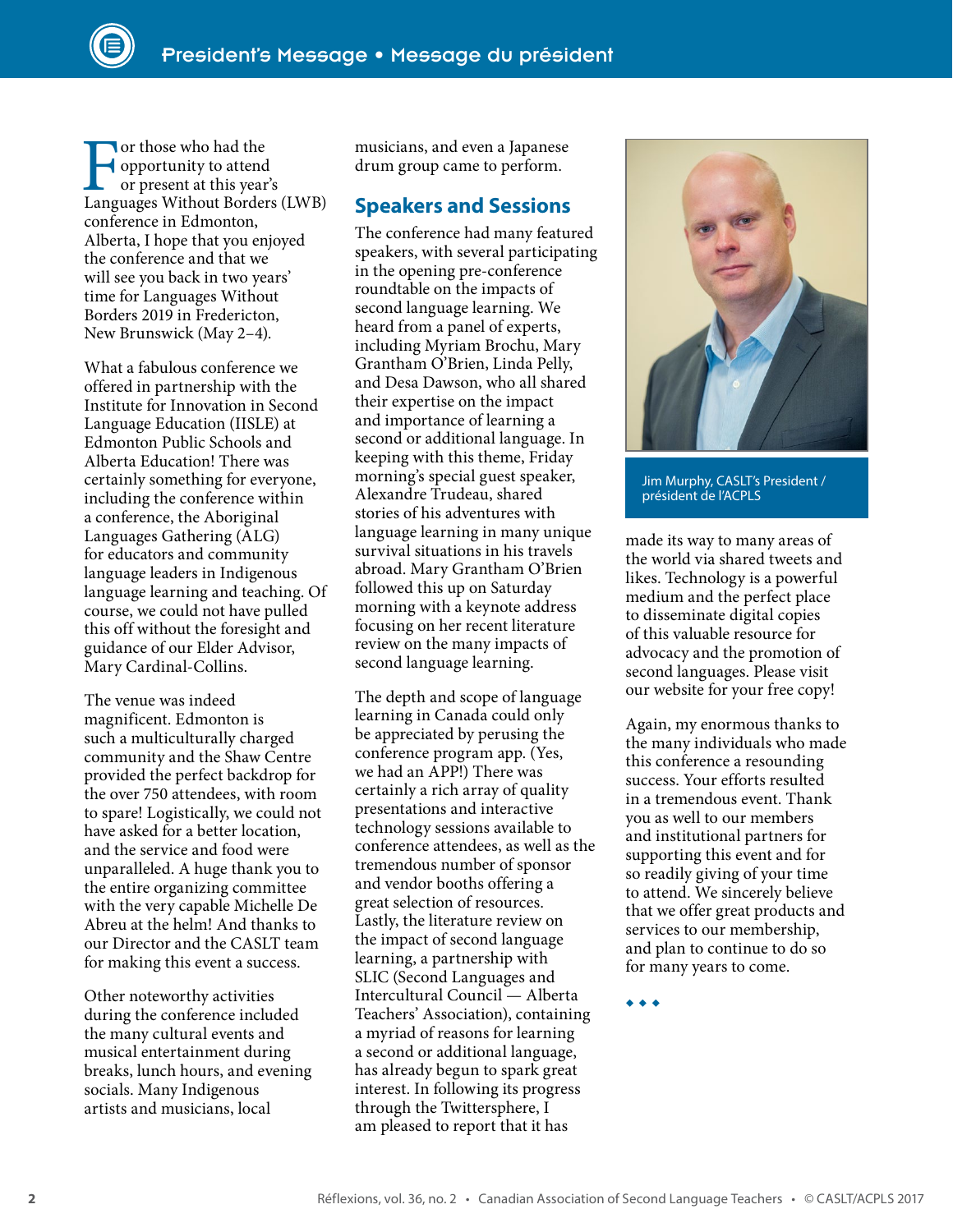# President's Message • Message du président

For those who had the opportunity to attend or present at this year's Languages Without Borders (LWB) conference in Edmonton, Alberta, I hope that you enjoyed the conference and that we will see you back in two years' time for Languages Without Borders 2019 in Fredericton, New Brunswick (May 2–4).

What a fabulous conference we offered in partnership with the Institute for Innovation in Second Language Education (IISLE) at Edmonton Public Schools and Alberta Education! There was certainly something for everyone, including the conference within a conference, the Aboriginal Languages Gathering (ALG) for educators and community language leaders in Indigenous language learning and teaching. Of course, we could not have pulled this off without the foresight and guidance of our Elder Advisor, Mary Cardinal-Collins.

The venue was indeed magnificent. Edmonton is such a multiculturally charged community and the Shaw Centre provided the perfect backdrop for the over 750 attendees, with room to spare! Logistically, we could not have asked for a better location, and the service and food were unparalleled. A huge thank you to the entire organizing committee with the very capable Michelle De Abreu at the helm! And thanks to our Director and the CASLT team for making this event a success.

Other noteworthy activities during the conference included the many cultural events and musical entertainment during breaks, lunch hours, and evening socials. Many Indigenous artists and musicians, local musicians, and even a Japanese drum group came to perform.

## Speakers and Sessions

The conference had many featured speakers, with several participating in the opening pre-conference roundtable on the impacts of second language learning. We heard from a panel of experts, including Myriam Brochu, Mary Grantham O'Brien, Linda Pelly, and Desa Dawson, who all shared their expertise on the impact and importance of learning a second or additional language. In keeping with this theme, Friday morning's special guest speaker, Alexandre Trudeau, shared stories of his adventures with language learning in many unique survival situations in his travels abroad. Mary Grantham O'Brien followed this up on Saturday morning with a keynote address focusing on her recent literature review on the many impacts of second language learning.

The depth and scope of language learning in Canada could only be appreciated by perusing the conference program app. (Yes, we had an APP!) There was certainly a rich array of quality presentations and interactive technology sessions available to conference attendees, as well as the tremendous number of sponsor and vendor booths offering a great selection of resources. Lastly, the literature review on the impact of second language learning, a partnership with SLIC (Second Languages and Intercultural Council — Alberta Teachers' Association), containing a myriad of reasons for learning a second or additional language, has already begun to spark great interest. In following its progress through the Twittersphere, I am pleased to report that it has made its way to many areas of the world via shared tweets and likes. Technology is a powerful medium and the perfect place to disseminate digital copies of this valuable resource for advocacy and the promotion of second languages. Please visit our website for your free copy!

Jim Murphy, CASLT's President / président de l'ACPLS

Again, my enormous thanks to the many individuals who made this conference a resounding success. Your efforts resulted in a tremendous event. Thank you as well to our members and institutional partners for supporting this event and for so readily giving of your time to attend. We sincerely believe that we offer great products and services to our membership, and plan to continue to do so for many years to come.

◆ ◆ ◆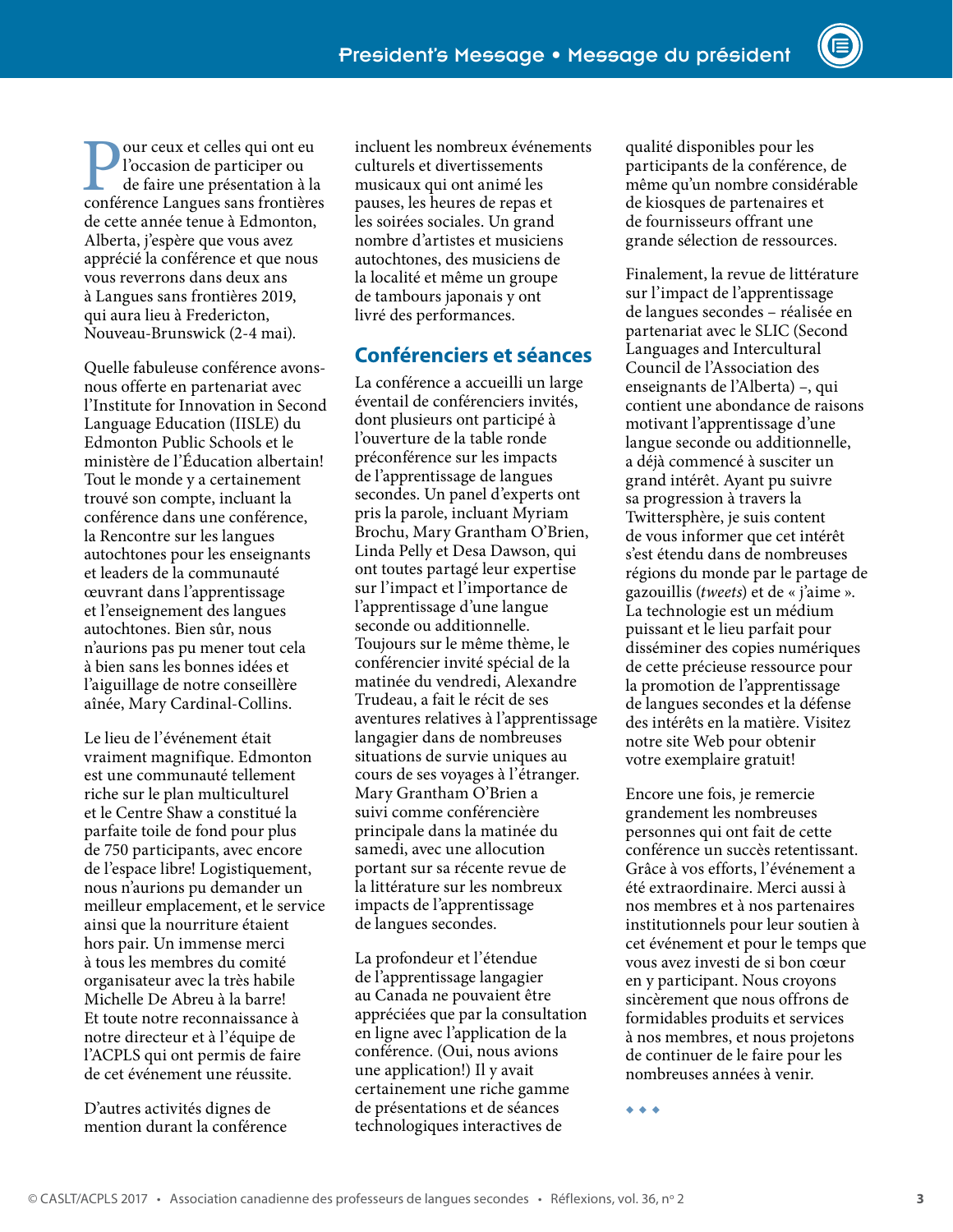Pour ceux et celles qui ont eu l'occasion de participer ou de faire une présentation à la conférence Langues sans frontières de cette année tenue à Edmonton, Alberta, j'espère que vous avez apprécié la conférence et que nous vous reverrons dans deux ans à Langues sans frontières 2019, qui aura lieu à Fredericton, Nouveau-Brunswick (2-4 mai).

Quelle fabuleuse conférence avons-nous offerte en partenariat avec l'Institute for Innovation in Second Language Education (IISLE) du Edmonton Public Schools et le ministère de l'Éducation albertain! Tout le monde y a certainement trouvé son compte, incluant la conférence dans une conférence, la Rencontre sur les langues autochtones pour les enseignants et leaders de la communauté œuvrant dans l'apprentissage et l'enseignement des langues autochtones. Bien sûr, nous n'aurions pas pu mener tout cela à bien sans les bonnes idées et l'aiguillage de notre conseillère aînée, Mary Cardinal-Collins.

Le lieu de l'événement était vraiment magnifique. Edmonton est une communauté tellement riche sur le plan multiculturel et le Centre Shaw a constitué la parfaite toile de fond pour plus de 750 participants, avec encore de l'espace libre! Logistiquement, nous n'aurions pu demander un meilleur emplacement, et le service ainsi que la nourriture étaient hors pair. Un immense merci à tous les membres du comité organisateur avec la très habile Michelle De Abreu à la barre! Et toute notre reconnaissance à notre directeur et à l'équipe de l'ACPLS qui ont permis de faire de cet événement une réussite.

D'autres activités dignes de mention durant la conférence incluent les nombreux événements culturels et divertissements musicaux qui ont animé les pauses, les heures de repas et les soirées sociales. Un grand nombre d'artistes et musiciens autochtones, des musiciens de la localité et même un groupe de tambours japonais y ont livré des performances.

## Conférenciers et séances

La conférence a accueilli un large éventail de conférenciers invités, dont plusieurs ont participé à l'ouverture de la table ronde préconférence sur les impacts de l'apprentissage de langues secondes. Un panel d'experts ont pris la parole, incluant Myriam Brochu, Mary Grantham O'Brien, Linda Pelly et Desa Dawson, qui ont toutes partagé leur expertise sur l'impact et l'importance de l'apprentissage d'une langue seconde ou additionnelle. Toujours sur le même thème, le conférencier invité spécial de la matinée du vendredi, Alexandre Trudeau, a fait le récit de ses aventures relatives à l'apprentissage langagier dans de nombreuses situations de survie uniques au cours de ses voyages à l'étranger. Mary Grantham O'Brien a suivi comme conférencière principale dans la matinée du samedi, avec une allocution portant sur sa récente revue de la littérature sur les nombreux impacts de l'apprentissage de langues secondes.

La profondeur et l'étendue de l'apprentissage langagier au Canada ne pouvaient être appréciées que par la consultation en ligne avec l'application de la conférence. (Oui, nous avions une application!) Il y avait certainement une riche gamme de présentations et de séances technologiques interactives de qualité disponibles pour les participants de la conférence, de même qu'un nombre considérable de kiosques de partenaires et de fournisseurs offrant une grande sélection de ressources.

Finalement, la revue de littérature sur l'impact de l'apprentissage de langues secondes – réalisée en partenariat avec le SLIC (Second Languages and Intercultural Council de l'Association des enseignants de l'Alberta) –, qui contient une abondance de raisons motivant l'apprentissage d'une langue seconde ou additionnelle, a déjà commencé à susciter un grand intérêt. Ayant pu suivre sa progression à travers la Twittersphère, je suis content de vous informer que cet intérêt s'est étendu dans de nombreuses régions du monde par le partage de gazouillis (*tweets*) et de « j'aime ». La technologie est un médium puissant et le lieu parfait pour disséminer des copies numériques de cette précieuse ressource pour la promotion de l'apprentissage de langues secondes et la défense des intérêts en la matière. Visitez notre site Web pour obtenir votre exemplaire gratuit!

Encore une fois, je remercie grandement les nombreuses personnes qui ont fait de cette conférence un succès retentissant. Grâce à vos efforts, l'événement a été extraordinaire. Merci aussi à nos membres et à nos partenaires institutionnels pour leur soutien à cet événement et pour le temps que vous avez investi de si bon cœur en y participant. Nous croyons sincèrement que nous offrons de formidables produits et services à nos membres, et nous projetons de continuer de le faire pour les nombreuses années à venir.

◆ ◆ ◆